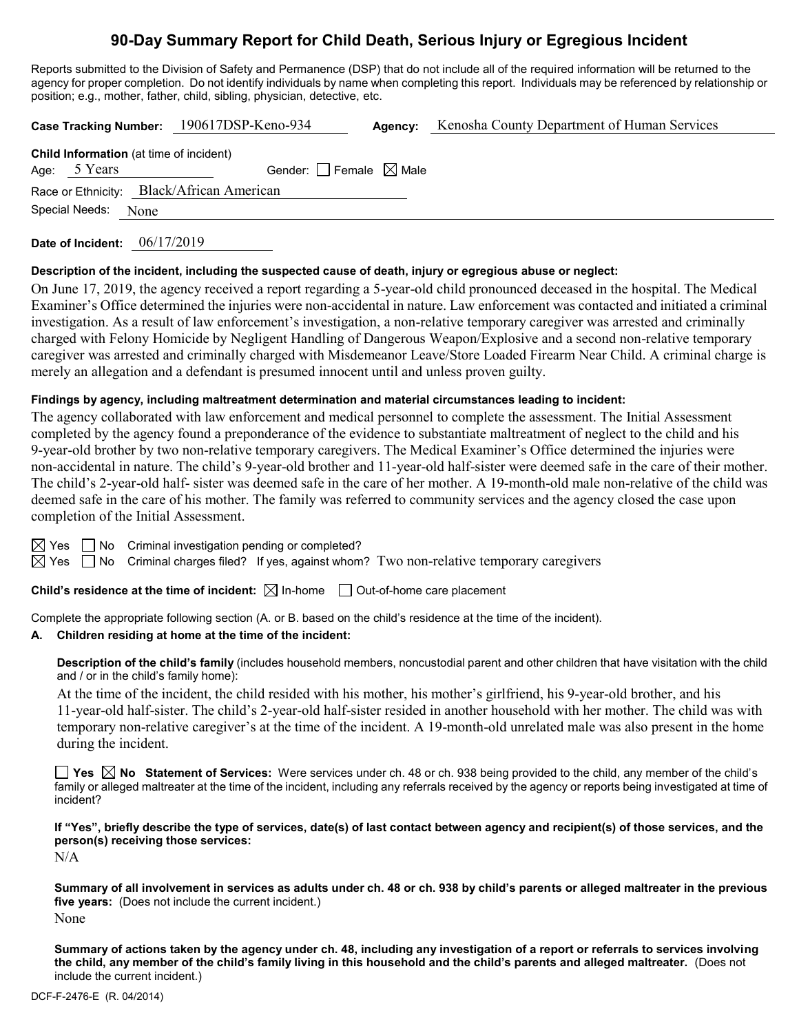# 90-Day Summary Report for Child Death, Serious Injury or Egregious Incident

Reports submitted to the Division of Safety and Permanence (DSP) that do not include all of the required information will be returned to the agency for proper completion. Do not identify individuals by name when completing this report. Individuals may be referenced by relationship or position; e.g., mother, father, child, sibling, physician, detective, etc.

**Case Tracking Number:** 190617DSP-Keno-934 **Agency:** Kenosha County Department of Human Services

**Child Information** (at time of incident)

Age: 5 Years Gender: ☐ Female ☒ Male

Race or Ethnicity: Black/African American

Special Needs: None

**Date of Incident:** 06/17/2019

**Description of the incident, including the suspected cause of death, injury or egregious abuse or neglect:**

On June 17, 2019, the agency received a report regarding a 5-year-old child pronounced deceased in the hospital. The Medical Examiner's Office determined the injuries were non-accidental in nature. Law enforcement was contacted and initiated a criminal investigation. As a result of law enforcement's investigation, a non-relative temporary caregiver was arrested and criminally charged with Felony Homicide by Negligent Handling of Dangerous Weapon/Explosive and a second non-relative temporary caregiver was arrested and criminally charged with Misdemeanor Leave/Store Loaded Firearm Near Child. A criminal charge is merely an allegation and a defendant is presumed innocent until and unless proven guilty.

**Findings by agency, including maltreatment determination and material circumstances leading to incident:**

The agency collaborated with law enforcement and medical personnel to complete the assessment. The Initial Assessment completed by the agency found a preponderance of the evidence to substantiate maltreatment of neglect to the child and his 9-year-old brother by two non-relative temporary caregivers. The Medical Examiner's Office determined the injuries were non-accidental in nature. The child's 9-year-old brother and 11-year-old half-sister were deemed safe in the care of their mother. The child's 2-year-old half- sister was deemed safe in the care of her mother. A 19-month-old male non-relative of the child was deemed safe in the care of his mother. The family was referred to community services and the agency closed the case upon completion of the Initial Assessment.

☒ Yes ☐ No Criminal investigation pending or completed?

☒ Yes ☐ No Criminal charges filed? If yes, against whom? Two non-relative temporary caregivers

**Child's residence at the time of incident:** ☒ In-home ☐ Out-of-home care placement

Complete the appropriate following section (A. or B. based on the child's residence at the time of the incident).

**A. Children residing at home at the time of the incident:**

**Description of the child's family** (includes household members, noncustodial parent and other children that have visitation with the child and / or in the child's family home):

At the time of the incident, the child resided with his mother, his mother's girlfriend, his 9-year-old brother, and his 11-year-old half-sister. The child's 2-year-old half-sister resided in another household with her mother. The child was with temporary non-relative caregiver's at the time of the incident. A 19-month-old unrelated male was also present in the home during the incident.

☐ **Yes** ☒ **No** **Statement of Services:** Were services under ch. 48 or ch. 938 being provided to the child, any member of the child's family or alleged maltreater at the time of the incident, including any referrals received by the agency or reports being investigated at time of incident?

**If "Yes", briefly describe the type of services, date(s) of last contact between agency and recipient(s) of those services, and the person(s) receiving those services:**

N/A

**Summary of all involvement in services as adults under ch. 48 or ch. 938 by child's parents or alleged maltreater in the previous five years:** (Does not include the current incident.)

None

**Summary of actions taken by the agency under ch. 48, including any investigation of a report or referrals to services involving the child, any member of the child's family living in this household and the child's parents and alleged maltreater.** (Does not include the current incident.)

DCF-F-2476-E (R. 04/2014)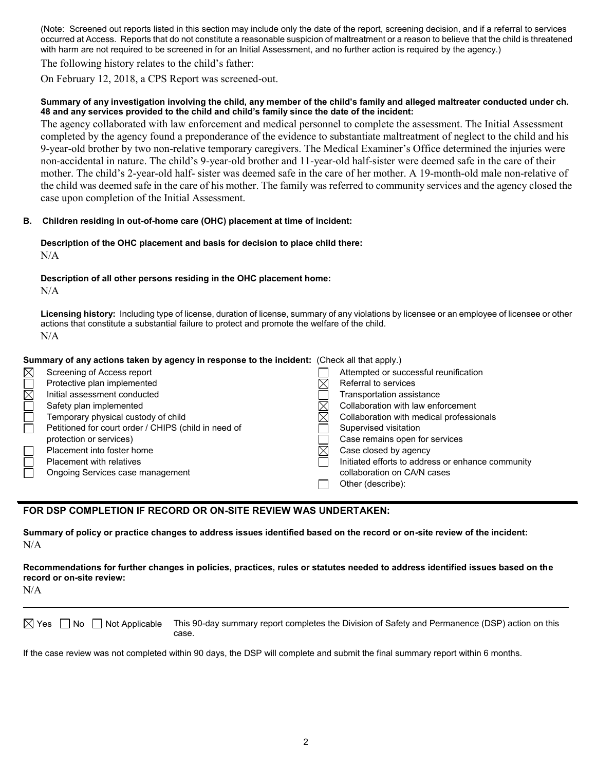(Note: Screened out reports listed in this section may include only the date of the report, screening decision, and if a referral to services occurred at Access. Reports that do not constitute a reasonable suspicion of maltreatment or a reason to believe that the child is threatened with harm are not required to be screened in for an Initial Assessment, and no further action is required by the agency.)

The following history relates to the child's father:

On February 12, 2018, a CPS Report was screened-out.

**Summary of any investigation involving the child, any member of the child's family and alleged maltreater conducted under ch. 48 and any services provided to the child and child's family since the date of the incident:**

The agency collaborated with law enforcement and medical personnel to complete the assessment. The Initial Assessment completed by the agency found a preponderance of the evidence to substantiate maltreatment of neglect to the child and his 9-year-old brother by two non-relative temporary caregivers. The Medical Examiner's Office determined the injuries were non-accidental in nature. The child's 9-year-old brother and 11-year-old half-sister were deemed safe in the care of their mother. The child's 2-year-old half- sister was deemed safe in the care of her mother. A 19-month-old male non-relative of the child was deemed safe in the care of his mother. The family was referred to community services and the agency closed the case upon completion of the Initial Assessment.

**B. Children residing in out-of-home care (OHC) placement at time of incident:**

**Description of the OHC placement and basis for decision to place child there:**

N/A

**Description of all other persons residing in the OHC placement home:**

N/A

**Licensing history:** Including type of license, duration of license, summary of any violations by licensee or an employee of licensee or other actions that constitute a substantial failure to protect and promote the welfare of the child.

N/A

**Summary of any actions taken by agency in response to the incident:** (Check all that apply.)

- ☒ Screening of Access report
- ☐ Protective plan implemented
- ☒ Initial assessment conducted
- ☐ Safety plan implemented
- ☐ Temporary physical custody of child
- ☐ Petitioned for court order / CHIPS (child in need of protection or services)
- ☐ Placement into foster home
- ☐ Placement with relatives
- ☐ Ongoing Services case management
- ☐ Attempted or successful reunification
- ☒ Referral to services
- ☐ Transportation assistance
- ☒ Collaboration with law enforcement
- ☒ Collaboration with medical professionals
- ☐ Supervised visitation
- ☐ Case remains open for services
- ☒ Case closed by agency
- ☐ Initiated efforts to address or enhance community collaboration on CA/N cases
- ☐ Other (describe):

## FOR DSP COMPLETION IF RECORD OR ON-SITE REVIEW WAS UNDERTAKEN:

**Summary of policy or practice changes to address issues identified based on the record or on-site review of the incident:**

N/A

**Recommendations for further changes in policies, practices, rules or statutes needed to address identified issues based on the record or on-site review:**

N/A

☒ Yes ☐ No ☐ Not Applicable This 90-day summary report completes the Division of Safety and Permanence (DSP) action on this case.

If the case review was not completed within 90 days, the DSP will complete and submit the final summary report within 6 months.